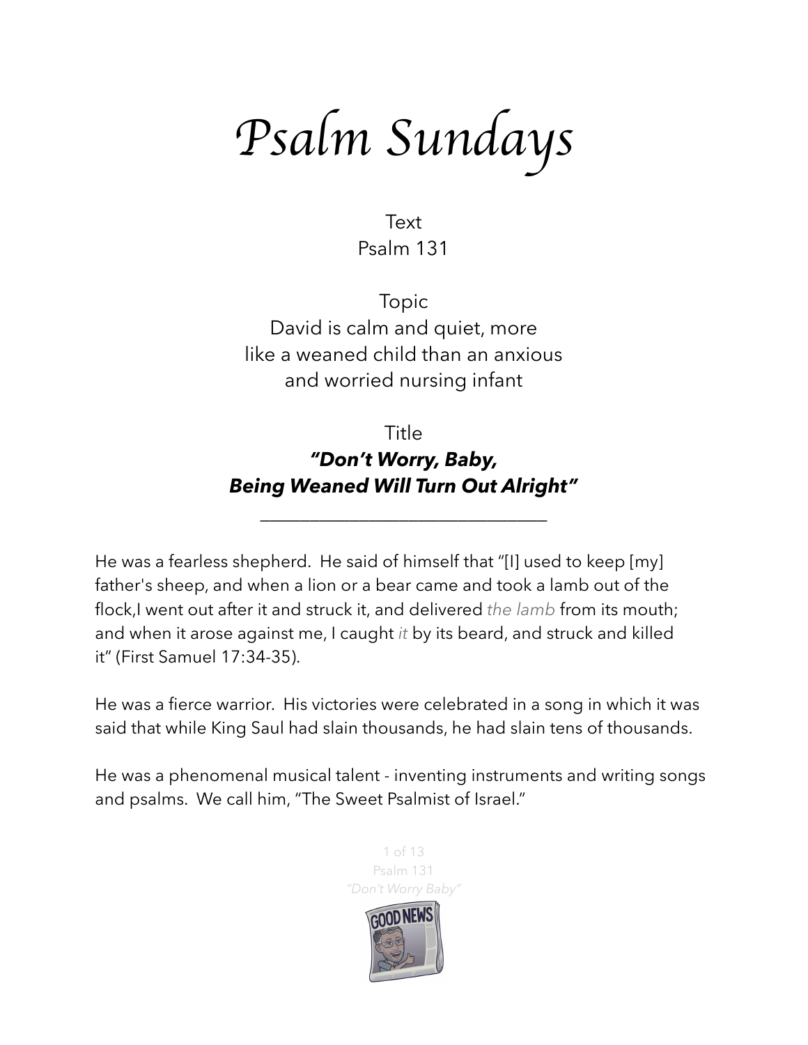# *Psalm Sundays*

Text
Psalm 131

Topic
David is calm and quiet, more like a weaned child than an anxious and worried nursing infant

Title
***"Don't Worry, Baby, Being Weaned Will Turn Out Alright"***

---

He was a fearless shepherd. He said of himself that "[I] used to keep [my] father's sheep, and when a lion or a bear came and took a lamb out of the flock,I went out after it and struck it, and delivered *the lamb* from its mouth; and when it arose against me, I caught *it* by its beard, and struck and killed it" (First Samuel 17:34-35).

He was a fierce warrior. His victories were celebrated in a song in which it was said that while King Saul had slain thousands, he had slain tens of thousands.

He was a phenomenal musical talent - inventing instruments and writing songs and psalms. We call him, "The Sweet Psalmist of Israel."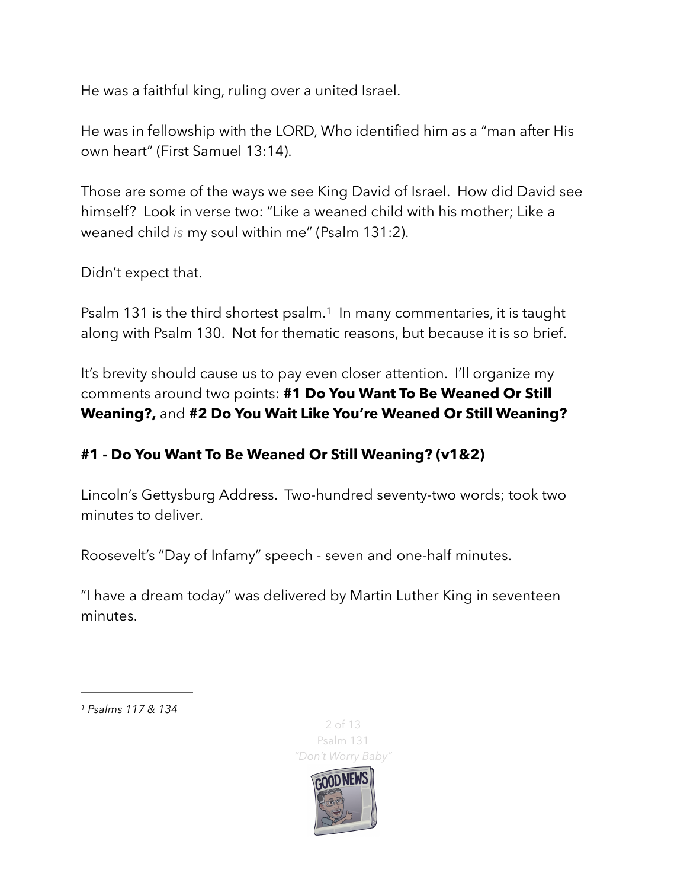He was a faithful king, ruling over a united Israel.

He was in fellowship with the LORD, Who identified him as a "man after His own heart" (First Samuel 13:14).

Those are some of the ways we see King David of Israel. How did David see himself? Look in verse two: "Like a weaned child with his mother; Like a weaned child *is* my soul within me" (Psalm 131:2).

Didn't expect that.

Psalm 131 is the third shortest psalm.[1] In many commentaries, it is taught along with Psalm 130. Not for thematic reasons, but because it is so brief.

It's brevity should cause us to pay even closer attention. I'll organize my comments around two points: **#1 Do You Want To Be Weaned Or Still Weaning?,** and **#2 Do You Wait Like You're Weaned Or Still Weaning?**

### #1 - Do You Want To Be Weaned Or Still Weaning? (v1&2)

Lincoln's Gettysburg Address. Two-hundred seventy-two words; took two minutes to deliver.

Roosevelt's "Day of Infamy" speech - seven and one-half minutes.

"I have a dream today" was delivered by Martin Luther King in seventeen minutes.

---

[1] *Psalms 117 & 134*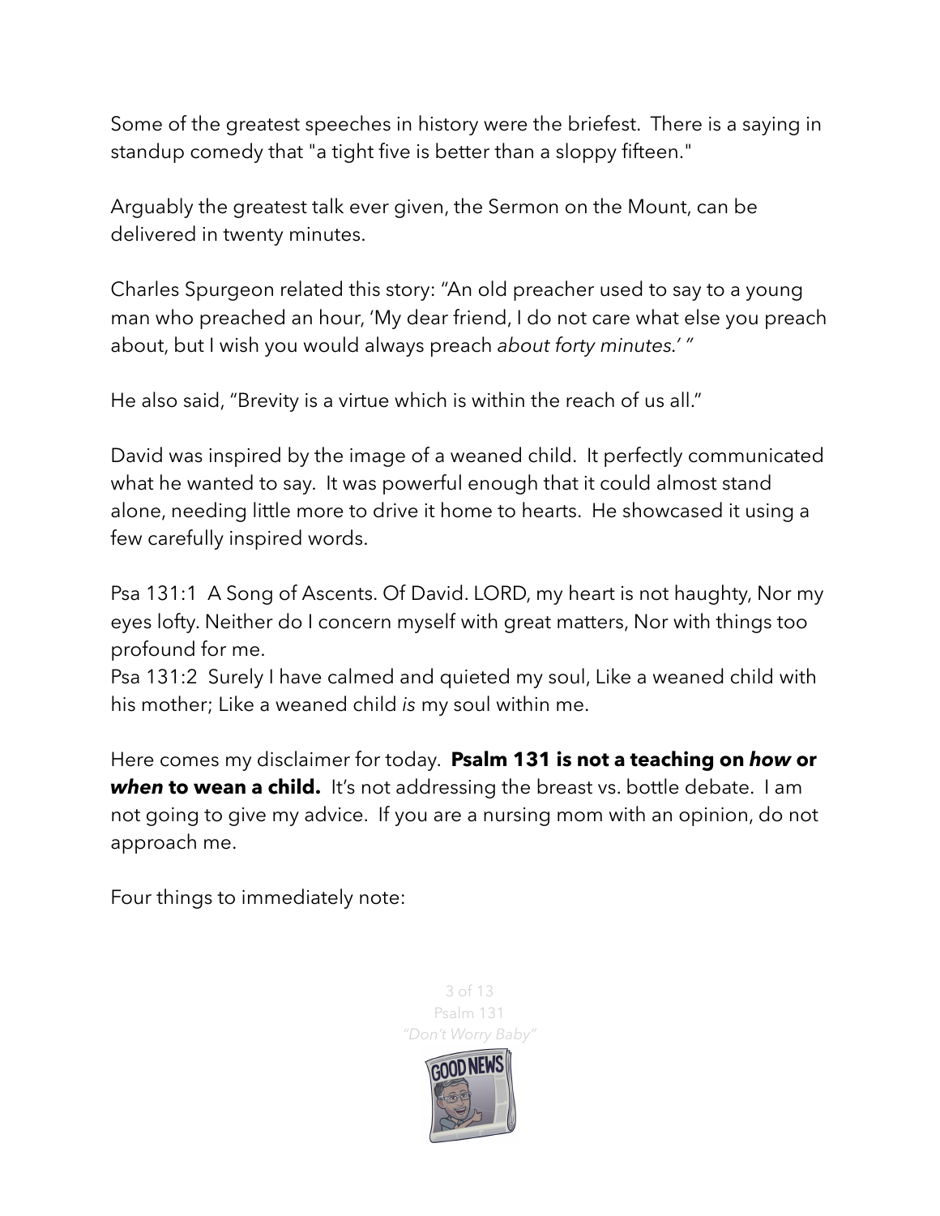Some of the greatest speeches in history were the briefest. There is a saying in standup comedy that "a tight five is better than a sloppy fifteen."

Arguably the greatest talk ever given, the Sermon on the Mount, can be delivered in twenty minutes.

Charles Spurgeon related this story: "An old preacher used to say to a young man who preached an hour, 'My dear friend, I do not care what else you preach about, but I wish you would always preach *about forty minutes*.' "

He also said, "Brevity is a virtue which is within the reach of us all."

David was inspired by the image of a weaned child. It perfectly communicated what he wanted to say. It was powerful enough that it could almost stand alone, needing little more to drive it home to hearts. He showcased it using a few carefully inspired words.

Psa 131:1 A Song of Ascents. Of David. LORD, my heart is not haughty, Nor my eyes lofty. Neither do I concern myself with great matters, Nor with things too profound for me.
Psa 131:2 Surely I have calmed and quieted my soul, Like a weaned child with his mother; Like a weaned child *is* my soul within me.

Here comes my disclaimer for today. **Psalm 131 is not a teaching on *how* or *when* to wean a child.** It's not addressing the breast vs. bottle debate. I am not going to give my advice. If you are a nursing mom with an opinion, do not approach me.

Four things to immediately note: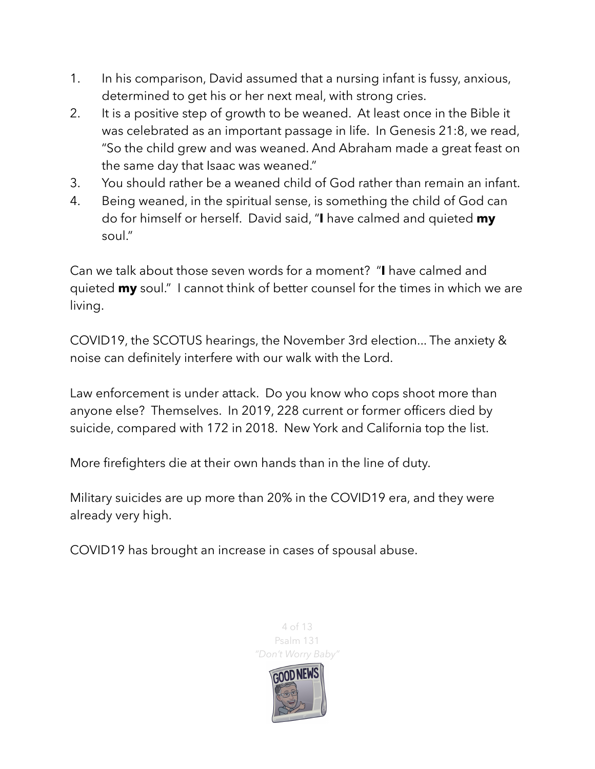1. In his comparison, David assumed that a nursing infant is fussy, anxious, determined to get his or her next meal, with strong cries.
2. It is a positive step of growth to be weaned. At least once in the Bible it was celebrated as an important passage in life. In Genesis 21:8, we read, "So the child grew and was weaned. And Abraham made a great feast on the same day that Isaac was weaned."
3. You should rather be a weaned child of God rather than remain an infant.
4. Being weaned, in the spiritual sense, is something the child of God can do for himself or herself. David said, "**I** have calmed and quieted **my** soul."

Can we talk about those seven words for a moment? "**I** have calmed and quieted **my** soul." I cannot think of better counsel for the times in which we are living.

COVID19, the SCOTUS hearings, the November 3rd election... The anxiety & noise can definitely interfere with our walk with the Lord.

Law enforcement is under attack. Do you know who cops shoot more than anyone else? Themselves. In 2019, 228 current or former officers died by suicide, compared with 172 in 2018. New York and California top the list.

More firefighters die at their own hands than in the line of duty.

Military suicides are up more than 20% in the COVID19 era, and they were already very high.

COVID19 has brought an increase in cases of spousal abuse.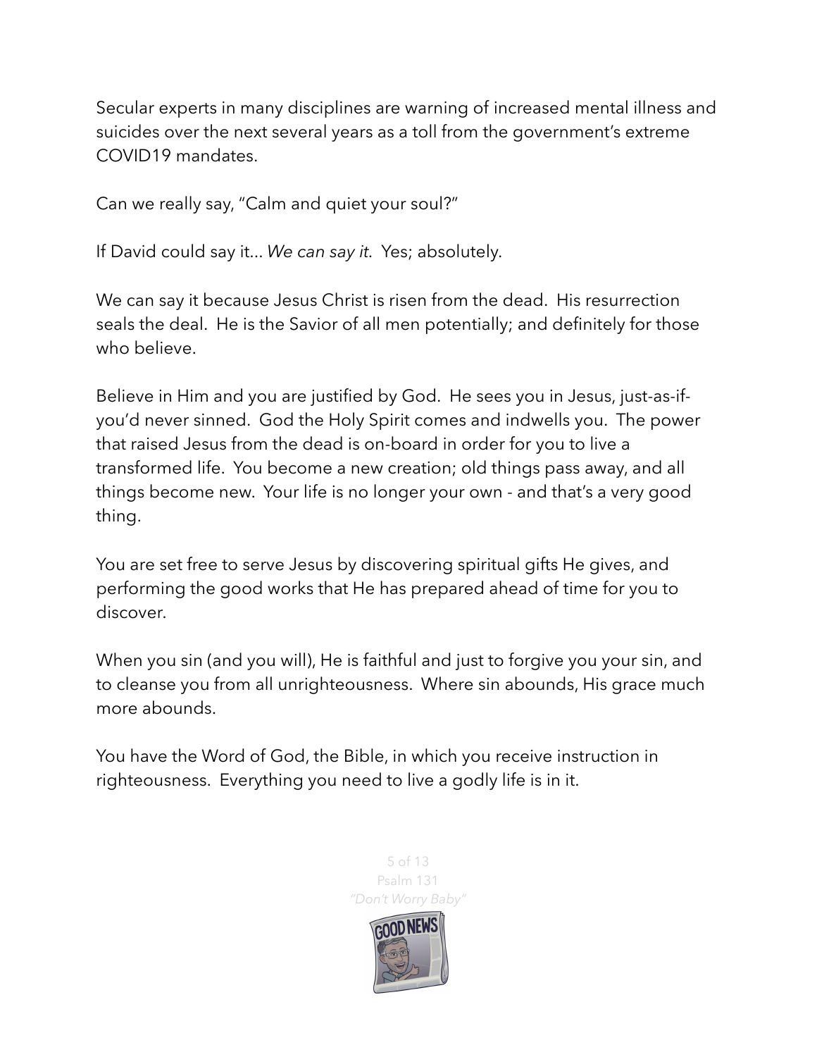Secular experts in many disciplines are warning of increased mental illness and suicides over the next several years as a toll from the government's extreme COVID19 mandates.

Can we really say, "Calm and quiet your soul?"

If David could say it... *We can say it*. Yes; absolutely.

We can say it because Jesus Christ is risen from the dead. His resurrection seals the deal. He is the Savior of all men potentially; and definitely for those who believe.

Believe in Him and you are justified by God. He sees you in Jesus, just-as-if-you'd never sinned. God the Holy Spirit comes and indwells you. The power that raised Jesus from the dead is on-board in order for you to live a transformed life. You become a new creation; old things pass away, and all things become new. Your life is no longer your own - and that's a very good thing.

You are set free to serve Jesus by discovering spiritual gifts He gives, and performing the good works that He has prepared ahead of time for you to discover.

When you sin (and you will), He is faithful and just to forgive you your sin, and to cleanse you from all unrighteousness. Where sin abounds, His grace much more abounds.

You have the Word of God, the Bible, in which you receive instruction in righteousness. Everything you need to live a godly life is in it.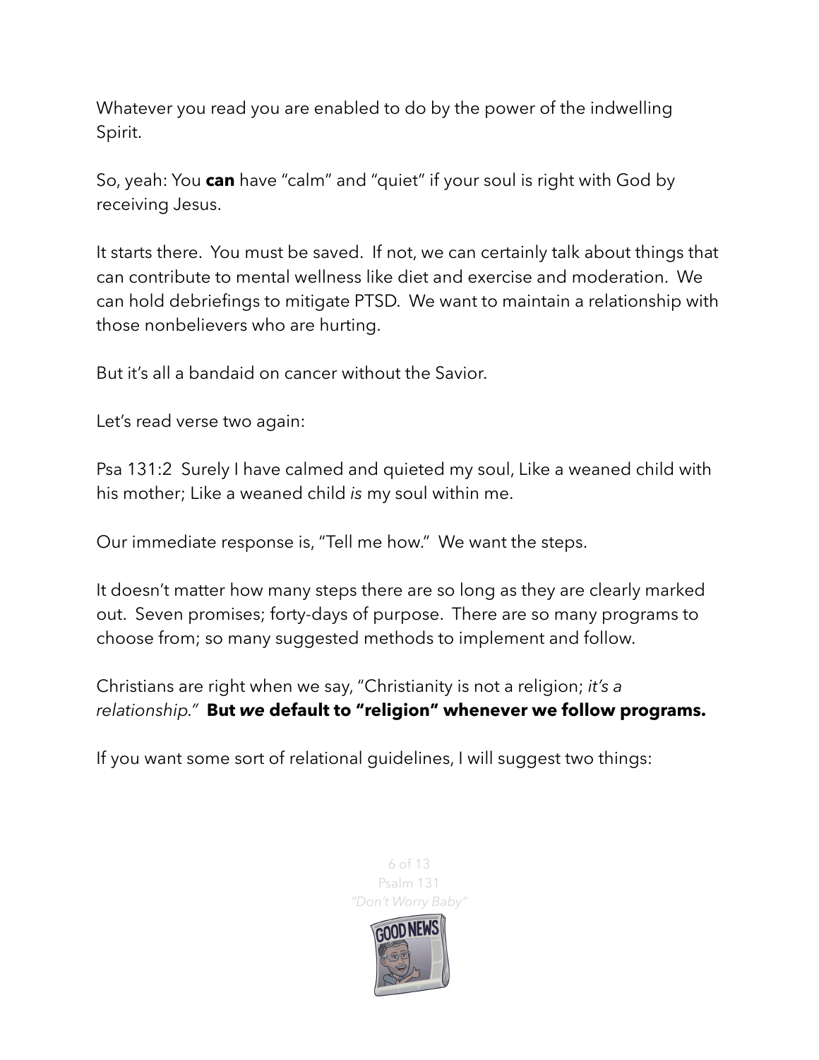Whatever you read you are enabled to do by the power of the indwelling Spirit.

So, yeah: You **can** have "calm" and "quiet" if your soul is right with God by receiving Jesus.

It starts there. You must be saved. If not, we can certainly talk about things that can contribute to mental wellness like diet and exercise and moderation. We can hold debriefings to mitigate PTSD. We want to maintain a relationship with those nonbelievers who are hurting.

But it's all a bandaid on cancer without the Savior.

Let's read verse two again:

Psa 131:2 Surely I have calmed and quieted my soul, Like a weaned child with his mother; Like a weaned child *is* my soul within me.

Our immediate response is, "Tell me how." We want the steps.

It doesn't matter how many steps there are so long as they are clearly marked out. Seven promises; forty-days of purpose. There are so many programs to choose from; so many suggested methods to implement and follow.

Christians are right when we say, "Christianity is not a religion; *it's a relationship*." **But *we* default to "religion" whenever we follow programs.**

If you want some sort of relational guidelines, I will suggest two things: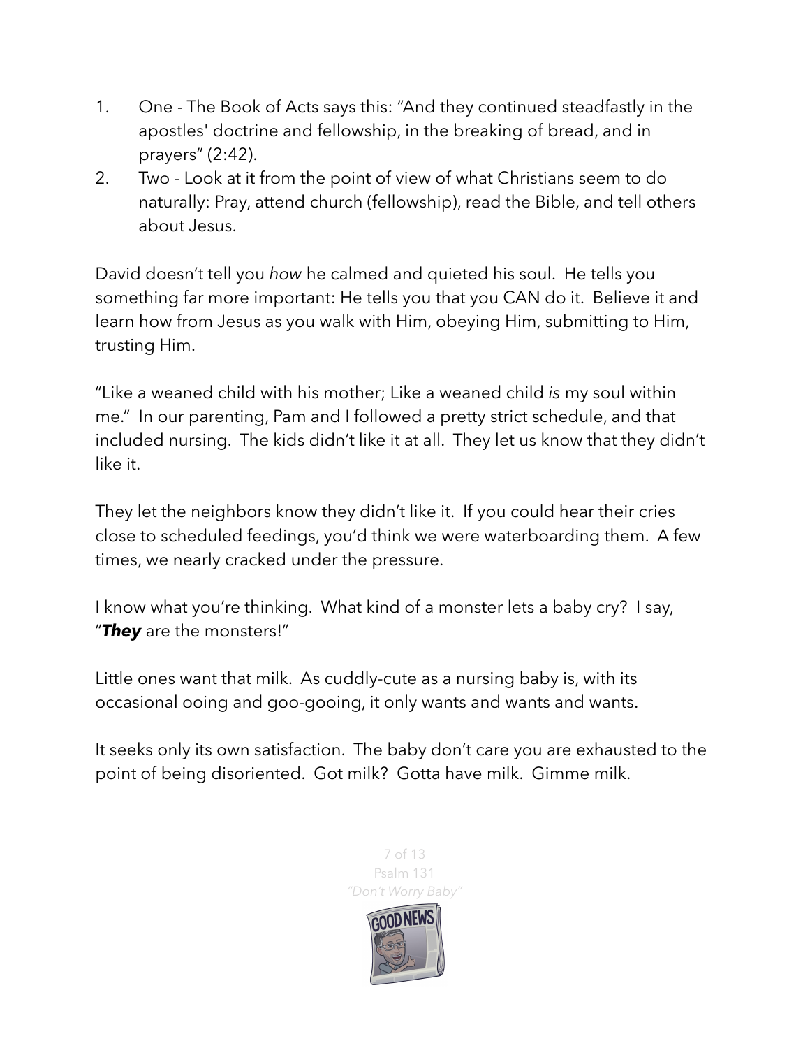1. One - The Book of Acts says this: "And they continued steadfastly in the apostles' doctrine and fellowship, in the breaking of bread, and in prayers" (2:42).
2. Two - Look at it from the point of view of what Christians seem to do naturally: Pray, attend church (fellowship), read the Bible, and tell others about Jesus.

David doesn't tell you *how* he calmed and quieted his soul. He tells you something far more important: He tells you that you CAN do it. Believe it and learn how from Jesus as you walk with Him, obeying Him, submitting to Him, trusting Him.

"Like a weaned child with his mother; Like a weaned child *is* my soul within me." In our parenting, Pam and I followed a pretty strict schedule, and that included nursing. The kids didn't like it at all. They let us know that they didn't like it.

They let the neighbors know they didn't like it. If you could hear their cries close to scheduled feedings, you'd think we were waterboarding them. A few times, we nearly cracked under the pressure.

I know what you're thinking. What kind of a monster lets a baby cry? I say, "***They*** are the monsters!"

Little ones want that milk. As cuddly-cute as a nursing baby is, with its occasional ooing and goo-gooing, it only wants and wants and wants.

It seeks only its own satisfaction. The baby don't care you are exhausted to the point of being disoriented. Got milk? Gotta have milk. Gimme milk.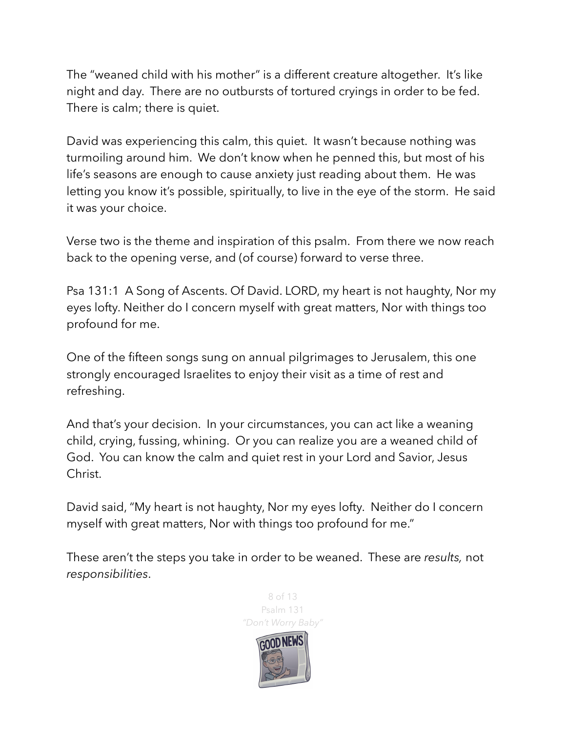The "weaned child with his mother" is a different creature altogether. It's like night and day. There are no outbursts of tortured cryings in order to be fed. There is calm; there is quiet.

David was experiencing this calm, this quiet. It wasn't because nothing was turmoiling around him. We don't know when he penned this, but most of his life's seasons are enough to cause anxiety just reading about them. He was letting you know it's possible, spiritually, to live in the eye of the storm. He said it was your choice.

Verse two is the theme and inspiration of this psalm. From there we now reach back to the opening verse, and (of course) forward to verse three.

Psa 131:1 A Song of Ascents. Of David. LORD, my heart is not haughty, Nor my eyes lofty. Neither do I concern myself with great matters, Nor with things too profound for me.

One of the fifteen songs sung on annual pilgrimages to Jerusalem, this one strongly encouraged Israelites to enjoy their visit as a time of rest and refreshing.

And that's your decision. In your circumstances, you can act like a weaning child, crying, fussing, whining. Or you can realize you are a weaned child of God. You can know the calm and quiet rest in your Lord and Savior, Jesus Christ.

David said, "My heart is not haughty, Nor my eyes lofty. Neither do I concern myself with great matters, Nor with things too profound for me."

These aren't the steps you take in order to be weaned. These are *results,* not *responsibilities*.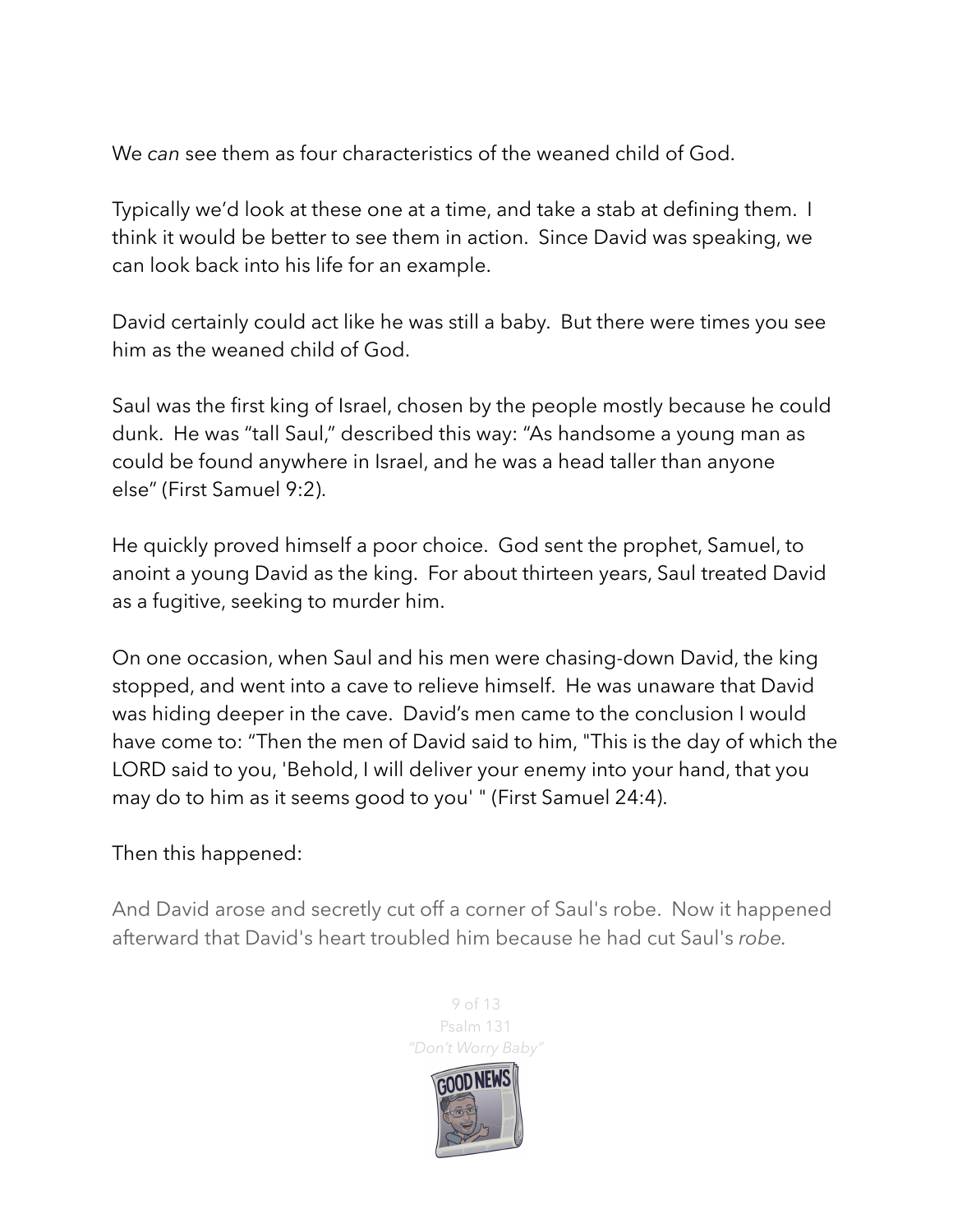We *can* see them as four characteristics of the weaned child of God.

Typically we'd look at these one at a time, and take a stab at defining them. I think it would be better to see them in action. Since David was speaking, we can look back into his life for an example.

David certainly could act like he was still a baby. But there were times you see him as the weaned child of God.

Saul was the first king of Israel, chosen by the people mostly because he could dunk. He was "tall Saul," described this way: "As handsome a young man as could be found anywhere in Israel, and he was a head taller than anyone else" (First Samuel 9:2).

He quickly proved himself a poor choice. God sent the prophet, Samuel, to anoint a young David as the king. For about thirteen years, Saul treated David as a fugitive, seeking to murder him.

On one occasion, when Saul and his men were chasing-down David, the king stopped, and went into a cave to relieve himself. He was unaware that David was hiding deeper in the cave. David's men came to the conclusion I would have come to: "Then the men of David said to him, "This is the day of which the LORD said to you, 'Behold, I will deliver your enemy into your hand, that you may do to him as it seems good to you' " (First Samuel 24:4).

Then this happened:

> And David arose and secretly cut off a corner of Saul's robe. Now it happened afterward that David's heart troubled him because he had cut Saul's *robe*.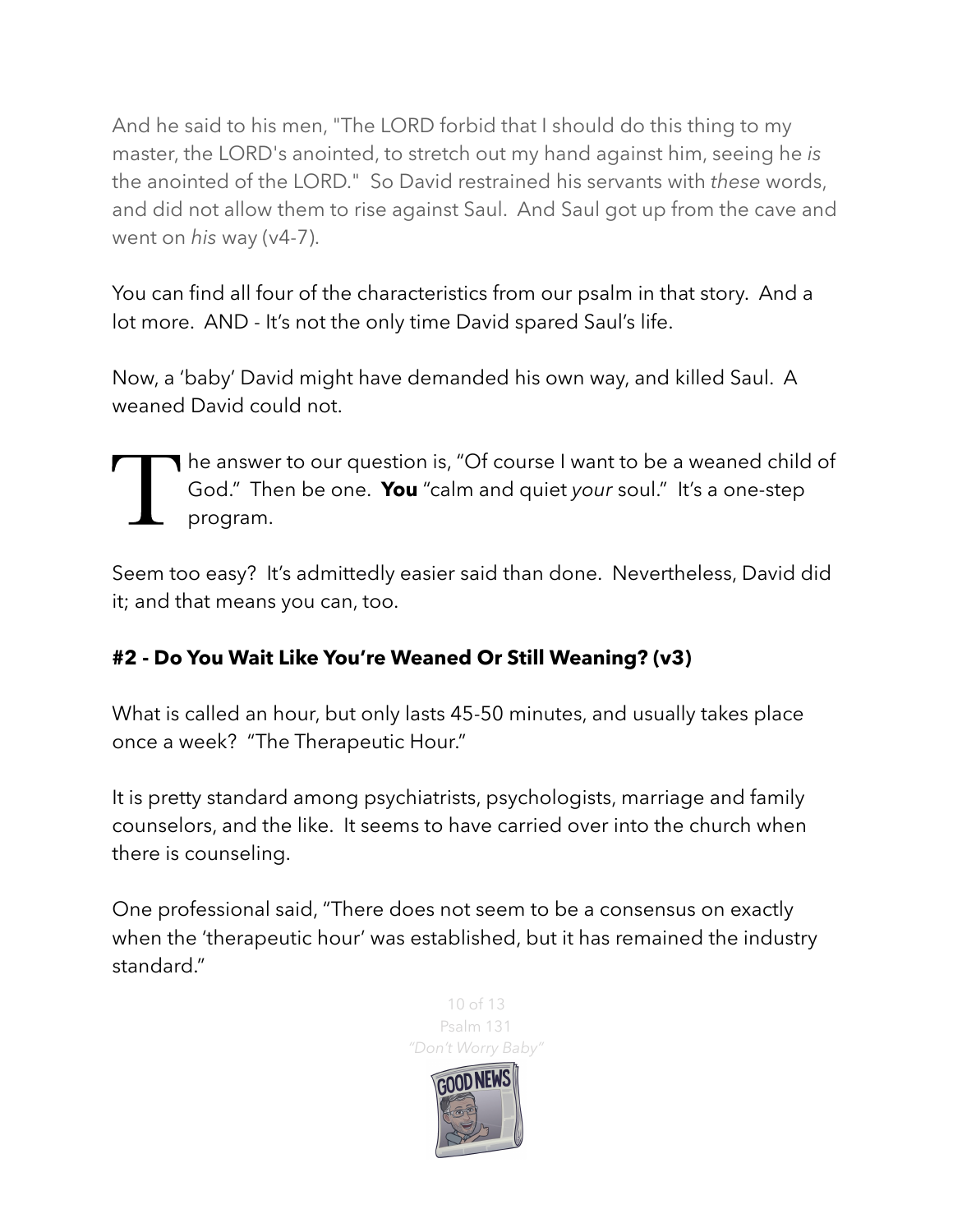And he said to his men, "The LORD forbid that I should do this thing to my master, the LORD's anointed, to stretch out my hand against him, seeing he *is* the anointed of the LORD." So David restrained his servants with *these* words, and did not allow them to rise against Saul. And Saul got up from the cave and went on *his* way (v4-7).

You can find all four of the characteristics from our psalm in that story. And a lot more. AND - It's not the only time David spared Saul's life.

Now, a 'baby' David might have demanded his own way, and killed Saul. A weaned David could not.

The answer to our question is, "Of course I want to be a weaned child of God." Then be one. **You** "calm and quiet *your* soul." It's a one-step program.

Seem too easy? It's admittedly easier said than done. Nevertheless, David did it; and that means you can, too.

**#2 - Do You Wait Like You're Weaned Or Still Weaning? (v3)**

What is called an hour, but only lasts 45-50 minutes, and usually takes place once a week? "The Therapeutic Hour."

It is pretty standard among psychiatrists, psychologists, marriage and family counselors, and the like. It seems to have carried over into the church when there is counseling.

One professional said, "There does not seem to be a consensus on exactly when the 'therapeutic hour' was established, but it has remained the industry standard."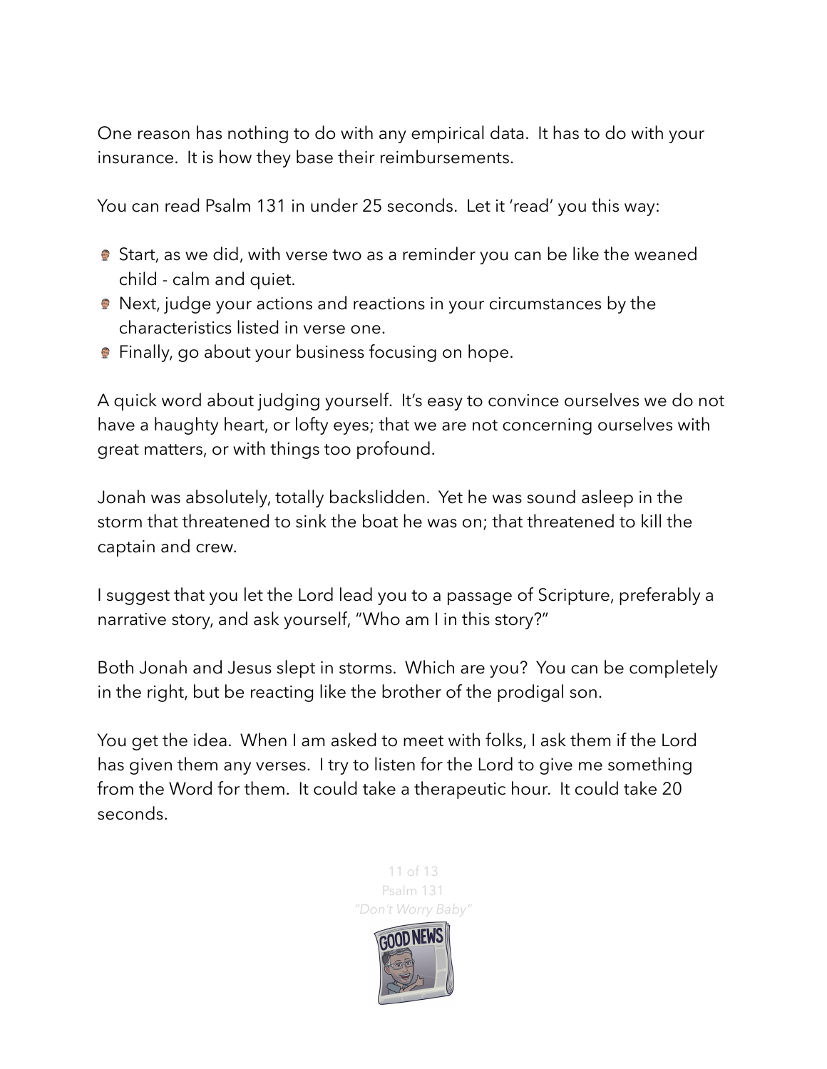One reason has nothing to do with any empirical data. It has to do with your insurance. It is how they base their reimbursements.

You can read Psalm 131 in under 25 seconds. Let it 'read' you this way:

- Start, as we did, with verse two as a reminder you can be like the weaned child - calm and quiet.
- Next, judge your actions and reactions in your circumstances by the characteristics listed in verse one.
- Finally, go about your business focusing on hope.

A quick word about judging yourself. It's easy to convince ourselves we do not have a haughty heart, or lofty eyes; that we are not concerning ourselves with great matters, or with things too profound.

Jonah was absolutely, totally backslidden. Yet he was sound asleep in the storm that threatened to sink the boat he was on; that threatened to kill the captain and crew.

I suggest that you let the Lord lead you to a passage of Scripture, preferably a narrative story, and ask yourself, "Who am I in this story?"

Both Jonah and Jesus slept in storms. Which are you? You can be completely in the right, but be reacting like the brother of the prodigal son.

You get the idea. When I am asked to meet with folks, I ask them if the Lord has given them any verses. I try to listen for the Lord to give me something from the Word for them. It could take a therapeutic hour. It could take 20 seconds.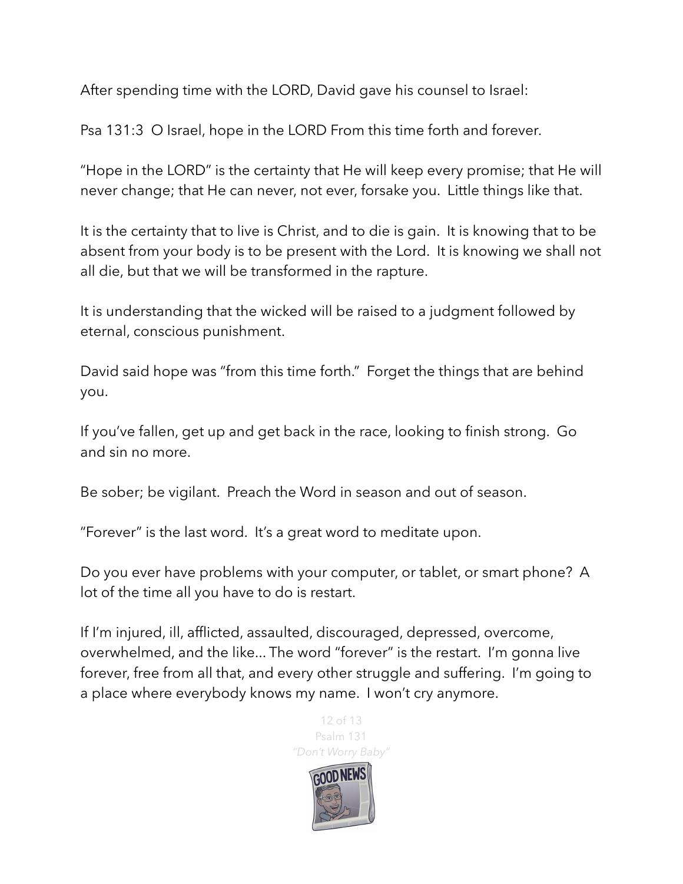After spending time with the LORD, David gave his counsel to Israel:

Psa 131:3  O Israel, hope in the LORD From this time forth and forever.

"Hope in the LORD" is the certainty that He will keep every promise; that He will never change; that He can never, not ever, forsake you.  Little things like that.

It is the certainty that to live is Christ, and to die is gain.  It is knowing that to be absent from your body is to be present with the Lord.  It is knowing we shall not all die, but that we will be transformed in the rapture.

It is understanding that the wicked will be raised to a judgment followed by eternal, conscious punishment.

David said hope was "from this time forth."  Forget the things that are behind you.

If you've fallen, get up and get back in the race, looking to finish strong.  Go and sin no more.

Be sober; be vigilant.  Preach the Word in season and out of season.

"Forever" is the last word.  It's a great word to meditate upon.

Do you ever have problems with your computer, or tablet, or smart phone?  A lot of the time all you have to do is restart.

If I'm injured, ill, afflicted, assaulted, discouraged, depressed, overcome, overwhelmed, and the like... The word "forever" is the restart.  I'm gonna live forever, free from all that, and every other struggle and suffering.  I'm going to a place where everybody knows my name.  I won't cry anymore.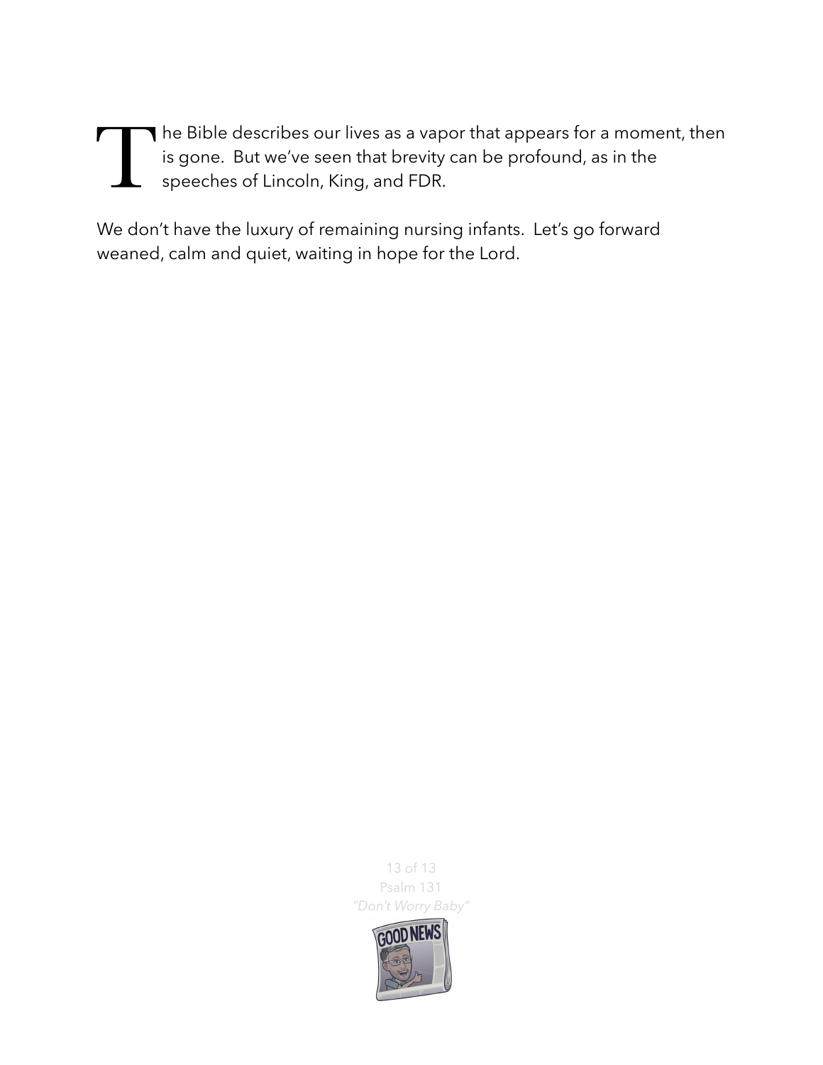The Bible describes our lives as a vapor that appears for a moment, then is gone. But we've seen that brevity can be profound, as in the speeches of Lincoln, King, and FDR.

We don't have the luxury of remaining nursing infants. Let's go forward weaned, calm and quiet, waiting in hope for the Lord.